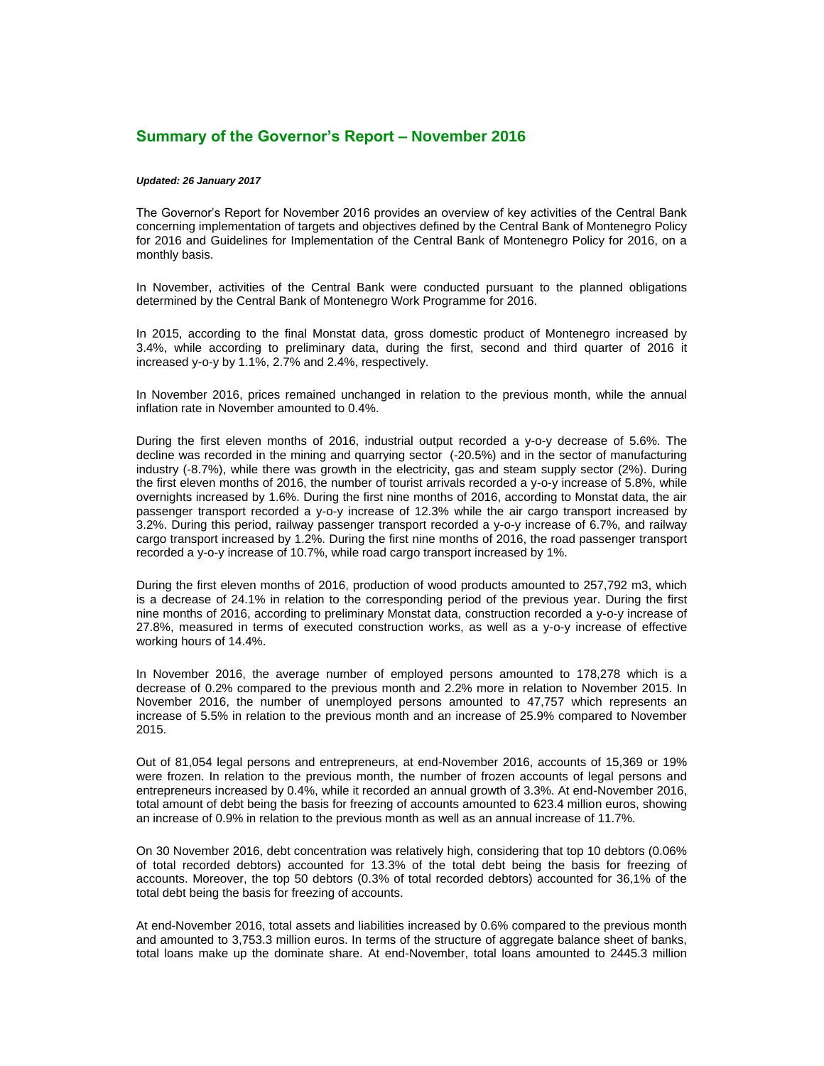## Summary of the Governor's Report – November 2016

***Updated: 26 January 2017***

The Governor's Report for November 2016 provides an overview of key activities of the Central Bank concerning implementation of targets and objectives defined by the Central Bank of Montenegro Policy for 2016 and Guidelines for Implementation of the Central Bank of Montenegro Policy for 2016, on a monthly basis.

In November, activities of the Central Bank were conducted pursuant to the planned obligations determined by the Central Bank of Montenegro Work Programme for 2016.

In 2015, according to the final Monstat data, gross domestic product of Montenegro increased by 3.4%, while according to preliminary data, during the first, second and third quarter of 2016 it increased y-o-y by 1.1%, 2.7% and 2.4%, respectively.

In November 2016, prices remained unchanged in relation to the previous month, while the annual inflation rate in November amounted to 0.4%.

During the first eleven months of 2016, industrial output recorded a y-o-y decrease of 5.6%. The decline was recorded in the mining and quarrying sector (-20.5%) and in the sector of manufacturing industry (-8.7%), while there was growth in the electricity, gas and steam supply sector (2%). During the first eleven months of 2016, the number of tourist arrivals recorded a y-o-y increase of 5.8%, while overnights increased by 1.6%. During the first nine months of 2016, according to Monstat data, the air passenger transport recorded a y-o-y increase of 12.3% while the air cargo transport increased by 3.2%. During this period, railway passenger transport recorded a y-o-y increase of 6.7%, and railway cargo transport increased by 1.2%. During the first nine months of 2016, the road passenger transport recorded a y-o-y increase of 10.7%, while road cargo transport increased by 1%.

During the first eleven months of 2016, production of wood products amounted to 257,792 m3, which is a decrease of 24.1% in relation to the corresponding period of the previous year. During the first nine months of 2016, according to preliminary Monstat data, construction recorded a y-o-y increase of 27.8%, measured in terms of executed construction works, as well as a y-o-y increase of effective working hours of 14.4%.

In November 2016, the average number of employed persons amounted to 178,278 which is a decrease of 0.2% compared to the previous month and 2.2% more in relation to November 2015. In November 2016, the number of unemployed persons amounted to 47,757 which represents an increase of 5.5% in relation to the previous month and an increase of 25.9% compared to November 2015.

Out of 81,054 legal persons and entrepreneurs, at end-November 2016, accounts of 15,369 or 19% were frozen. In relation to the previous month, the number of frozen accounts of legal persons and entrepreneurs increased by 0.4%, while it recorded an annual growth of 3.3%. At end-November 2016, total amount of debt being the basis for freezing of accounts amounted to 623.4 million euros, showing an increase of 0.9% in relation to the previous month as well as an annual increase of 11.7%.

On 30 November 2016, debt concentration was relatively high, considering that top 10 debtors (0.06% of total recorded debtors) accounted for 13.3% of the total debt being the basis for freezing of accounts. Moreover, the top 50 debtors (0.3% of total recorded debtors) accounted for 36,1% of the total debt being the basis for freezing of accounts.

At end-November 2016, total assets and liabilities increased by 0.6% compared to the previous month and amounted to 3,753.3 million euros. In terms of the structure of aggregate balance sheet of banks, total loans make up the dominate share. At end-November, total loans amounted to 2445.3 million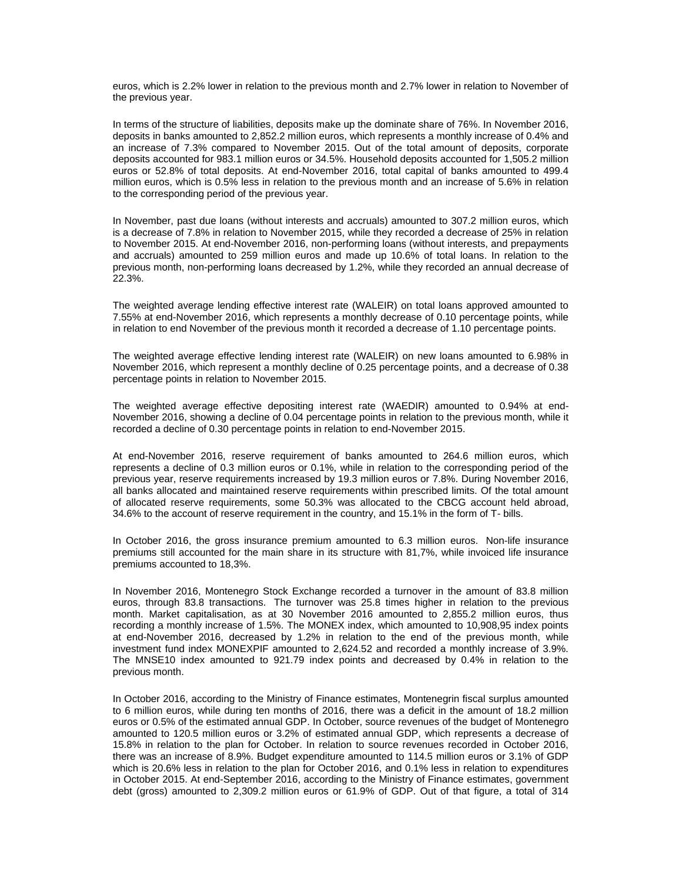euros, which is 2.2% lower in relation to the previous month and 2.7% lower in relation to November of the previous year.

In terms of the structure of liabilities, deposits make up the dominate share of 76%. In November 2016, deposits in banks amounted to 2,852.2 million euros, which represents a monthly increase of 0.4% and an increase of 7.3% compared to November 2015. Out of the total amount of deposits, corporate deposits accounted for 983.1 million euros or 34.5%. Household deposits accounted for 1,505.2 million euros or 52.8% of total deposits. At end-November 2016, total capital of banks amounted to 499.4 million euros, which is 0.5% less in relation to the previous month and an increase of 5.6% in relation to the corresponding period of the previous year.

In November, past due loans (without interests and accruals) amounted to 307.2 million euros, which is a decrease of 7.8% in relation to November 2015, while they recorded a decrease of 25% in relation to November 2015. At end-November 2016, non-performing loans (without interests, and prepayments and accruals) amounted to 259 million euros and made up 10.6% of total loans. In relation to the previous month, non-performing loans decreased by 1.2%, while they recorded an annual decrease of 22.3%.

The weighted average lending effective interest rate (WALEIR) on total loans approved amounted to 7.55% at end-November 2016, which represents a monthly decrease of 0.10 percentage points, while in relation to end November of the previous month it recorded a decrease of 1.10 percentage points.

The weighted average effective lending interest rate (WALEIR) on new loans amounted to 6.98% in November 2016, which represent a monthly decline of 0.25 percentage points, and a decrease of 0.38 percentage points in relation to November 2015.

The weighted average effective depositing interest rate (WAEDIR) amounted to 0.94% at end-November 2016, showing a decline of 0.04 percentage points in relation to the previous month, while it recorded a decline of 0.30 percentage points in relation to end-November 2015.

At end-November 2016, reserve requirement of banks amounted to 264.6 million euros, which represents a decline of 0.3 million euros or 0.1%, while in relation to the corresponding period of the previous year, reserve requirements increased by 19.3 million euros or 7.8%. During November 2016, all banks allocated and maintained reserve requirements within prescribed limits. Of the total amount of allocated reserve requirements, some 50.3% was allocated to the CBCG account held abroad, 34.6% to the account of reserve requirement in the country, and 15.1% in the form of T- bills.

In October 2016, the gross insurance premium amounted to 6.3 million euros. Non-life insurance premiums still accounted for the main share in its structure with 81,7%, while invoiced life insurance premiums accounted to 18,3%.

In November 2016, Montenegro Stock Exchange recorded a turnover in the amount of 83.8 million euros, through 83.8 transactions. The turnover was 25.8 times higher in relation to the previous month. Market capitalisation, as at 30 November 2016 amounted to 2,855.2 million euros, thus recording a monthly increase of 1.5%. The MONEX index, which amounted to 10,908,95 index points at end-November 2016, decreased by 1.2% in relation to the end of the previous month, while investment fund index MONEXPIF amounted to 2,624.52 and recorded a monthly increase of 3.9%. The MNSE10 index amounted to 921.79 index points and decreased by 0.4% in relation to the previous month.

In October 2016, according to the Ministry of Finance estimates, Montenegrin fiscal surplus amounted to 6 million euros, while during ten months of 2016, there was a deficit in the amount of 18.2 million euros or 0.5% of the estimated annual GDP. In October, source revenues of the budget of Montenegro amounted to 120.5 million euros or 3.2% of estimated annual GDP, which represents a decrease of 15.8% in relation to the plan for October. In relation to source revenues recorded in October 2016, there was an increase of 8.9%. Budget expenditure amounted to 114.5 million euros or 3.1% of GDP which is 20.6% less in relation to the plan for October 2016, and 0.1% less in relation to expenditures in October 2015. At end-September 2016, according to the Ministry of Finance estimates, government debt (gross) amounted to 2,309.2 million euros or 61.9% of GDP. Out of that figure, a total of 314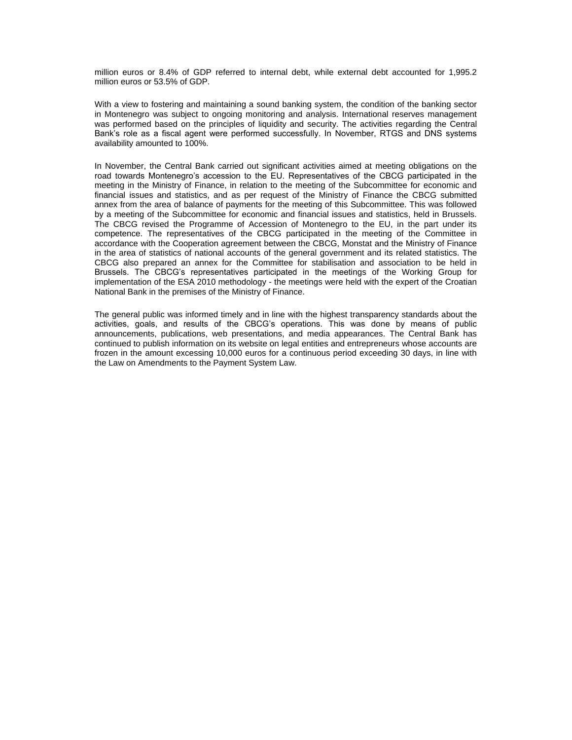million euros or 8.4% of GDP referred to internal debt, while external debt accounted for 1,995.2 million euros or 53.5% of GDP.

With a view to fostering and maintaining a sound banking system, the condition of the banking sector in Montenegro was subject to ongoing monitoring and analysis. International reserves management was performed based on the principles of liquidity and security. The activities regarding the Central Bank's role as a fiscal agent were performed successfully. In November, RTGS and DNS systems availability amounted to 100%.

In November, the Central Bank carried out significant activities aimed at meeting obligations on the road towards Montenegro's accession to the EU. Representatives of the CBCG participated in the meeting in the Ministry of Finance, in relation to the meeting of the Subcommittee for economic and financial issues and statistics, and as per request of the Ministry of Finance the CBCG submitted annex from the area of balance of payments for the meeting of this Subcommittee. This was followed by a meeting of the Subcommittee for economic and financial issues and statistics, held in Brussels. The CBCG revised the Programme of Accession of Montenegro to the EU, in the part under its competence. The representatives of the CBCG participated in the meeting of the Committee in accordance with the Cooperation agreement between the CBCG, Monstat and the Ministry of Finance in the area of statistics of national accounts of the general government and its related statistics. The CBCG also prepared an annex for the Committee for stabilisation and association to be held in Brussels. The CBCG's representatives participated in the meetings of the Working Group for implementation of the ESA 2010 methodology - the meetings were held with the expert of the Croatian National Bank in the premises of the Ministry of Finance.

The general public was informed timely and in line with the highest transparency standards about the activities, goals, and results of the CBCG's operations. This was done by means of public announcements, publications, web presentations, and media appearances. The Central Bank has continued to publish information on its website on legal entities and entrepreneurs whose accounts are frozen in the amount excessing 10,000 euros for a continuous period exceeding 30 days, in line with the Law on Amendments to the Payment System Law.